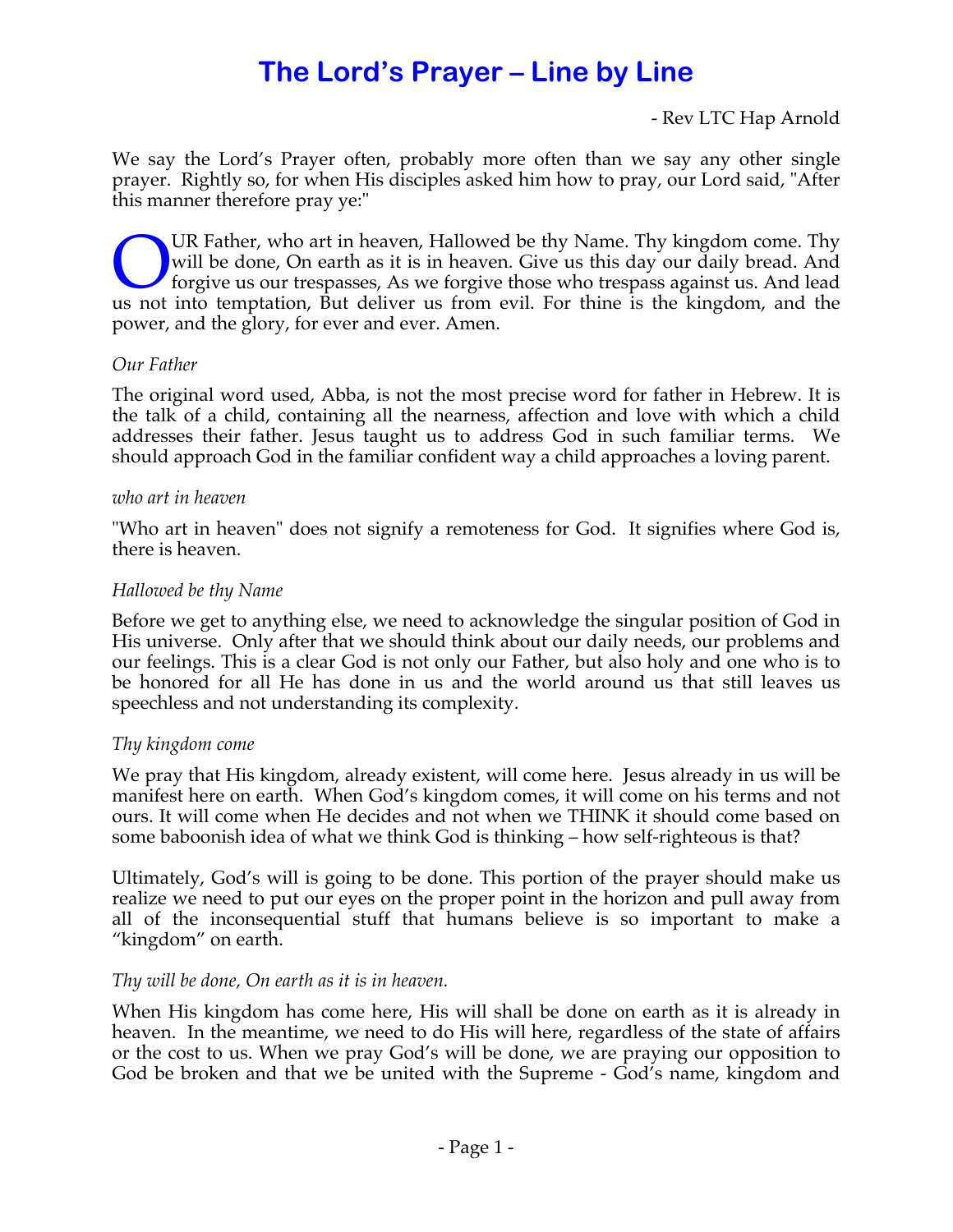# The Lord's Prayer – Line by Line

- Rev LTC Hap Arnold

We say the Lord's Prayer often, probably more often than we say any other single prayer. Rightly so, for when His disciples asked him how to pray, our Lord said, "After this manner therefore pray ye:"

OUR Father, who art in heaven, Hallowed be thy Name. Thy kingdom come. Thy will be done, On earth as it is in heaven. Give us this day our daily bread. And forgive us our trespasses, As we forgive those who trespass against us. And lead us not into temptation, But deliver us from evil. For thine is the kingdom, and the power, and the glory, for ever and ever. Amen.

*Our Father*

The original word used, Abba, is not the most precise word for father in Hebrew. It is the talk of a child, containing all the nearness, affection and love with which a child addresses their father. Jesus taught us to address God in such familiar terms. We should approach God in the familiar confident way a child approaches a loving parent.

*who art in heaven*

"Who art in heaven" does not signify a remoteness for God. It signifies where God is, there is heaven.

*Hallowed be thy Name*

Before we get to anything else, we need to acknowledge the singular position of God in His universe. Only after that we should think about our daily needs, our problems and our feelings. This is a clear God is not only our Father, but also holy and one who is to be honored for all He has done in us and the world around us that still leaves us speechless and not understanding its complexity.

*Thy kingdom come*

We pray that His kingdom, already existent, will come here. Jesus already in us will be manifest here on earth. When God's kingdom comes, it will come on his terms and not ours. It will come when He decides and not when we THINK it should come based on some baboonish idea of what we think God is thinking – how self-righteous is that?

Ultimately, God's will is going to be done. This portion of the prayer should make us realize we need to put our eyes on the proper point in the horizon and pull away from all of the inconsequential stuff that humans believe is so important to make a "kingdom" on earth.

*Thy will be done, On earth as it is in heaven.*

When His kingdom has come here, His will shall be done on earth as it is already in heaven. In the meantime, we need to do His will here, regardless of the state of affairs or the cost to us. When we pray God's will be done, we are praying our opposition to God be broken and that we be united with the Supreme - God's name, kingdom and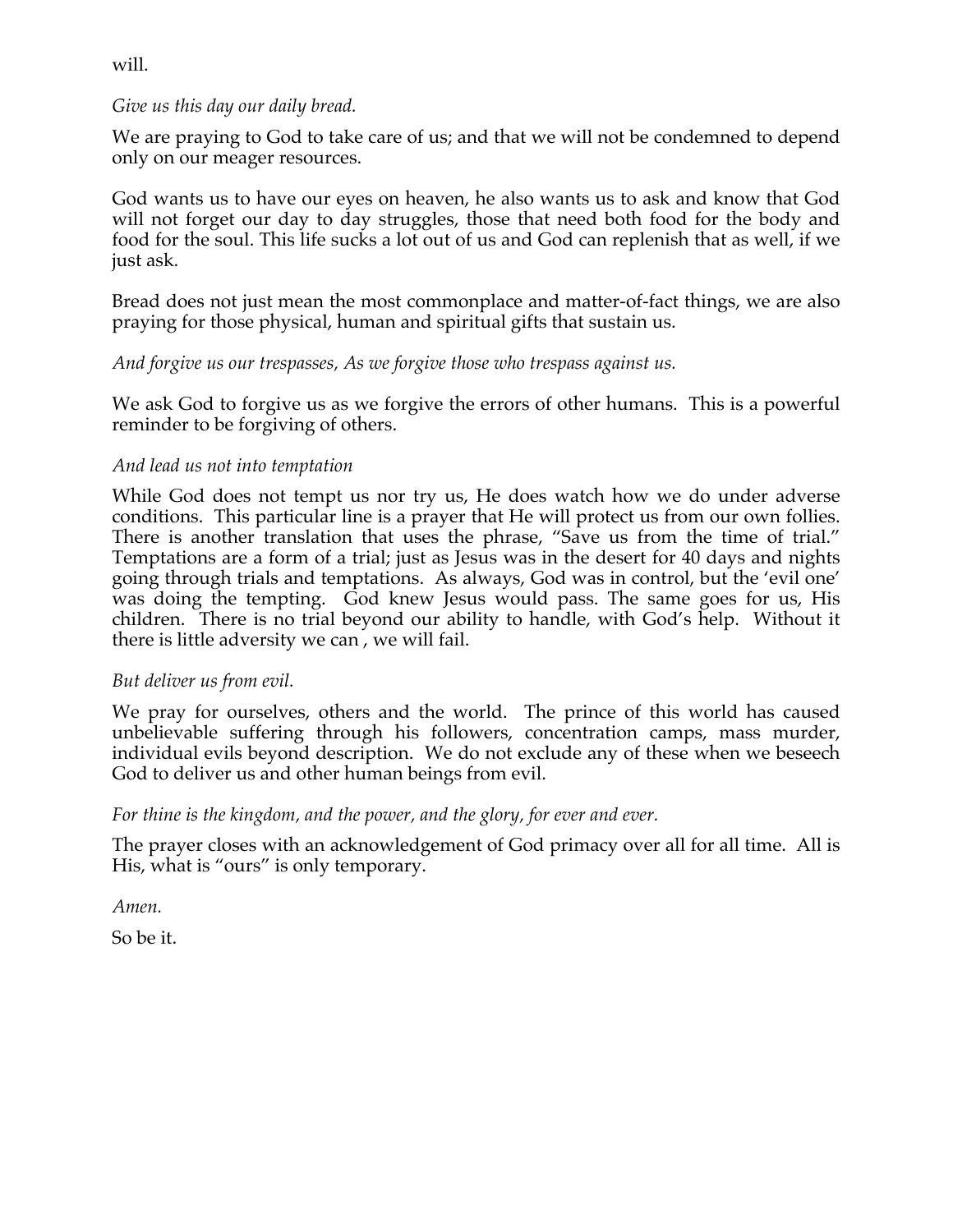will.

*Give us this day our daily bread.*

We are praying to God to take care of us; and that we will not be condemned to depend only on our meager resources.

God wants us to have our eyes on heaven, he also wants us to ask and know that God will not forget our day to day struggles, those that need both food for the body and food for the soul. This life sucks a lot out of us and God can replenish that as well, if we just ask.

Bread does not just mean the most commonplace and matter-of-fact things, we are also praying for those physical, human and spiritual gifts that sustain us.

*And forgive us our trespasses, As we forgive those who trespass against us.*

We ask God to forgive us as we forgive the errors of other humans. This is a powerful reminder to be forgiving of others.

*And lead us not into temptation*

While God does not tempt us nor try us, He does watch how we do under adverse conditions. This particular line is a prayer that He will protect us from our own follies. There is another translation that uses the phrase, "Save us from the time of trial." Temptations are a form of a trial; just as Jesus was in the desert for 40 days and nights going through trials and temptations. As always, God was in control, but the 'evil one' was doing the tempting. God knew Jesus would pass. The same goes for us, His children. There is no trial beyond our ability to handle, with God's help. Without it there is little adversity we can , we will fail.

*But deliver us from evil.*

We pray for ourselves, others and the world. The prince of this world has caused unbelievable suffering through his followers, concentration camps, mass murder, individual evils beyond description. We do not exclude any of these when we beseech God to deliver us and other human beings from evil.

*For thine is the kingdom, and the power, and the glory, for ever and ever.*

The prayer closes with an acknowledgement of God primacy over all for all time. All is His, what is "ours" is only temporary.

*Amen.*

So be it.